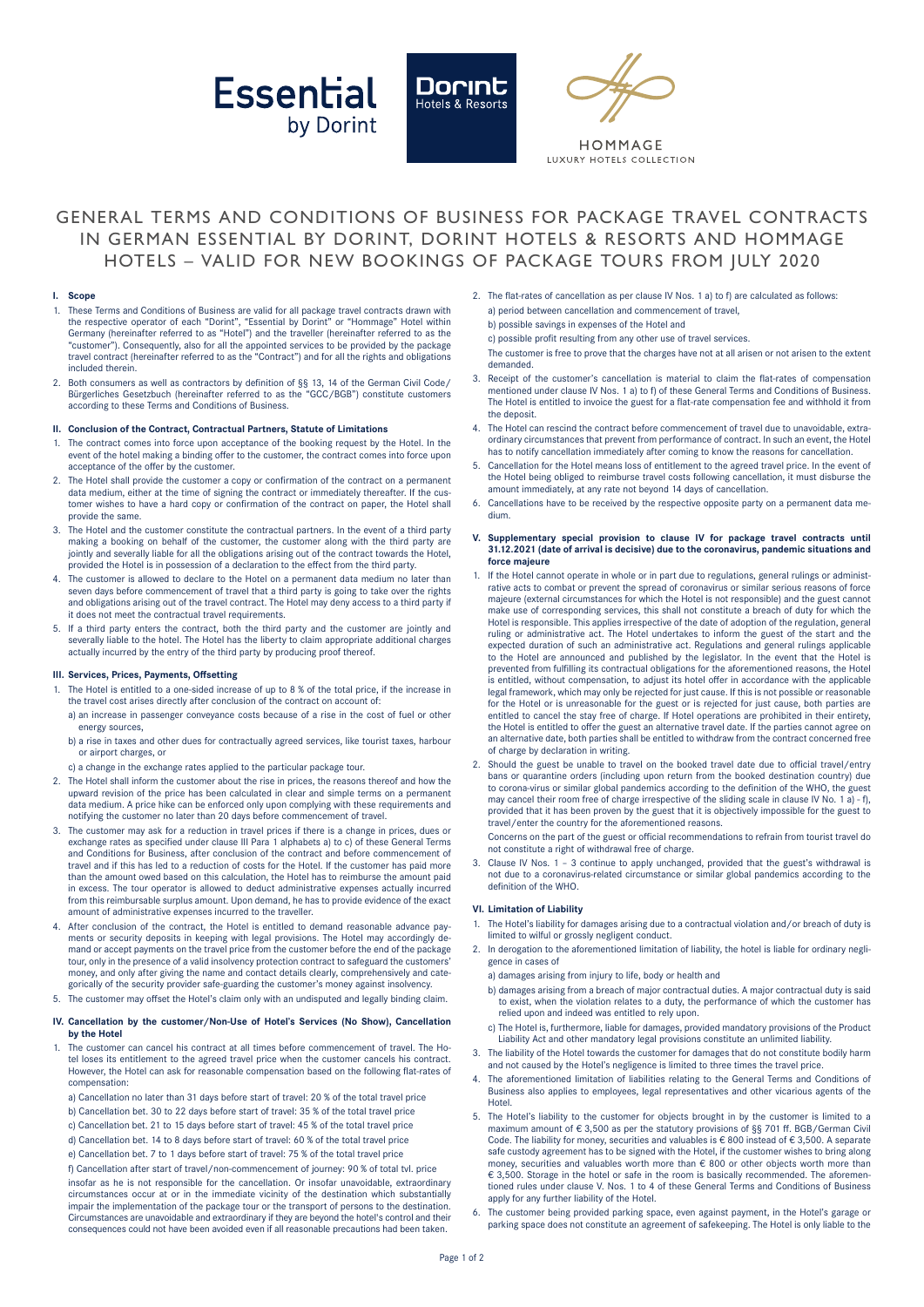Essential by Dorint

Dorint Hotels & Resorts

HOMMAGE LUXURY HOTELS COLLECTION

# GENERAL TERMS AND CONDITIONS OF BUSINESS FOR PACKAGE TRAVEL CONTRACTS IN GERMAN ESSENTIAL BY DORINT, DORINT HOTELS & RESORTS AND HOMMAGE HOTELS – VALID FOR NEW BOOKINGS OF PACKAGE TOURS FROM JULY 2020

## I. Scope

1. These Terms and Conditions of Business are valid for all package travel contracts drawn with the respective operator of each "Dorint", "Essential by Dorint" or "Hommage" Hotel within Germany (hereinafter referred to as "Hotel") and the traveller (hereinafter referred to as the "customer"). Consequently, also for all the appointed services to be provided by the package travel contract (hereinafter referred to as the "Contract") and for all the rights and obligations included therein.
2. Both consumers as well as contractors by definition of §§ 13, 14 of the German Civil Code/ Bürgerliches Gesetzbuch (hereinafter referred to as the "GCC/BGB") constitute customers according to these Terms and Conditions of Business.

## II. Conclusion of the Contract, Contractual Partners, Statute of Limitations

1. The contract comes into force upon acceptance of the booking request by the Hotel. In the event of the hotel making a binding offer to the customer, the contract comes into force upon acceptance of the offer by the customer.
2. The Hotel shall provide the customer a copy or confirmation of the contract on a permanent data medium, either at the time of signing the contract or immediately thereafter. If the customer wishes to have a hard copy or confirmation of the contract on paper, the Hotel shall provide the same.
3. The Hotel and the customer constitute the contractual partners. In the event of a third party making a booking on behalf of the customer, the customer along with the third party are jointly and severally liable for all the obligations arising out of the contract towards the Hotel, provided the Hotel is in possession of a declaration to the effect from the third party.
4. The customer is allowed to declare to the Hotel on a permanent data medium no later than seven days before commencement of travel that a third party is going to take over the rights and obligations arising out of the travel contract. The Hotel may deny access to a third party if it does not meet the contractual travel requirements.
5. If a third party enters the contract, both the third party and the customer are jointly and severally liable to the hotel. The Hotel has the liberty to claim appropriate additional charges actually incurred by the entry of the third party by producing proof thereof.

## III. Services, Prices, Payments, Offsetting

1. The Hotel is entitled to a one-sided increase of up to 8 % of the total price, if the increase in the travel cost arises directly after conclusion of the contract on account of:
   a) an increase in passenger conveyance costs because of a rise in the cost of fuel or other energy sources,
   b) a rise in taxes and other dues for contractually agreed services, like tourist taxes, harbour or airport charges, or
   c) a change in the exchange rates applied to the particular package tour.
2. The Hotel shall inform the customer about the rise in prices, the reasons thereof and how the upward revision of the price has been calculated in clear and simple terms on a permanent data medium. A price hike can be enforced only upon complying with these requirements and notifying the customer no later than 20 days before commencement of travel.
3. The customer may ask for a reduction in travel prices if there is a change in prices, dues or exchange rates as specified under clause III Para 1 alphabets a) to c) of these General Terms and Conditions for Business, after conclusion of the contract and before commencement of travel and if this has led to a reduction of costs for the Hotel. If the customer has paid more than the amount owed based on this calculation, the Hotel has to reimburse the amount paid in excess. The tour operator is allowed to deduct administrative expenses actually incurred from this reimbursable surplus amount. Upon demand, he has to provide evidence of the exact amount of administrative expenses incurred to the traveller.
4. After conclusion of the contract, the Hotel is entitled to demand reasonable advance payments or security deposits in keeping with legal provisions. The Hotel may accordingly demand or accept payments on the travel price from the customer before the end of the package tour, only in the presence of a valid insolvency protection contract to safeguard the customers' money, and only after giving the name and contact details clearly, comprehensively and categorically of the security provider safe-guarding the customer's money against insolvency.
5. The customer may offset the Hotel's claim only with an undisputed and legally binding claim.

## IV. Cancellation by the customer/Non-Use of Hotel's Services (No Show), Cancellation by the Hotel

1. The customer can cancel his contract at all times before commencement of travel. The Hotel loses its entitlement to the agreed travel price when the customer cancels his contract. However, the Hotel can ask for reasonable compensation based on the following flat-rates of compensation:
   a) Cancellation no later than 31 days before start of travel: 20 % of the total travel price
   b) Cancellation bet. 30 to 22 days before start of travel: 35 % of the total travel price
   c) Cancellation bet. 21 to 15 days before start of travel: 45 % of the total travel price
   d) Cancellation bet. 14 to 8 days before start of travel: 60 % of the total travel price
   e) Cancellation bet. 7 to 1 days before start of travel: 75 % of the total travel price
   f) Cancellation after start of travel/non-commencement of journey: 90 % of total tvl. price

   insofar as he is not responsible for the cancellation. Or insofar unavoidable, extraordinary circumstances occur at or in the immediate vicinity of the destination which substantially impair the implementation of the package tour or the transport of persons to the destination. Circumstances are unavoidable and extraordinary if they are beyond the hotel's control and their consequences could not have been avoided even if all reasonable precautions had been taken.
2. The flat-rates of cancellation as per clause IV Nos. 1 a) to f) are calculated as follows:
   a) period between cancellation and commencement of travel,
   b) possible savings in expenses of the Hotel and
   c) possible profit resulting from any other use of travel services.

   The customer is free to prove that the charges have not at all arisen or not arisen to the extent demanded.
3. Receipt of the customer's cancellation is material to claim the flat-rates of compensation mentioned under clause IV Nos. 1 a) to f) of these General Terms and Conditions of Business. The Hotel is entitled to invoice the guest for a flat-rate compensation fee and withhold it from the deposit.
4. The Hotel can rescind the contract before commencement of travel due to unavoidable, extraordinary circumstances that prevent from performance of contract. In such an event, the Hotel has to notify cancellation immediately after coming to know the reasons for cancellation.
5. Cancellation for the Hotel means loss of entitlement to the agreed travel price. In the event of the Hotel being obliged to reimburse travel costs following cancellation, it must disburse the amount immediately, at any rate not beyond 14 days of cancellation.
6. Cancellations have to be received by the respective opposite party on a permanent data medium.

## V. Supplementary special provision to clause IV for package travel contracts until 31.12.2021 (date of arrival is decisive) due to the coronavirus, pandemic situations and force majeure

1. If the Hotel cannot operate in whole or in part due to regulations, general rulings or administrative acts to combat or prevent the spread of coronavirus or similar serious reasons of force majeure (external circumstances for which the Hotel is not responsible) and the guest cannot make use of corresponding services, this shall not constitute a breach of duty for which the Hotel is responsible. This applies irrespective of the date of adoption of the regulation, general ruling or administrative act. The Hotel undertakes to inform the guest of the start and the expected duration of such an administrative act. Regulations and general rulings applicable to the Hotel are announced and published by the legislator. In the event that the Hotel is prevented from fulfilling its contractual obligations for the aforementioned reasons, the Hotel is entitled, without compensation, to adjust its hotel offer in accordance with the applicable legal framework, which may only be rejected for just cause. If this is not possible or reasonable for the Hotel or is unreasonable for the guest or is rejected for just cause, both parties are entitled to cancel the stay free of charge. If Hotel operations are prohibited in their entirety, the Hotel is entitled to offer the guest an alternative travel date. If the parties cannot agree on an alternative date, both parties shall be entitled to withdraw from the contract concerned free of charge by declaration in writing.
2. Should the guest be unable to travel on the booked travel date due to official travel/entry bans or quarantine orders (including upon return from the booked destination country) due to corona-virus or similar global pandemics according to the definition of the WHO, the guest may cancel their room free of charge irrespective of the sliding scale in clause IV No. 1 a) - f), provided that it has been proven by the guest that it is objectively impossible for the guest to travel/enter the country for the aforementioned reasons.

   Concerns on the part of the guest or official recommendations to refrain from tourist travel do not constitute a right of withdrawal free of charge.
3. Clause IV Nos. 1 – 3 continue to apply unchanged, provided that the guest's withdrawal is not due to a coronavirus-related circumstance or similar global pandemics according to the definition of the WHO.

## VI. Limitation of Liability

1. The Hotel's liability for damages arising due to a contractual violation and/or breach of duty is limited to wilful or grossly negligent conduct.
2. In derogation to the aforementioned limitation of liability, the hotel is liable for ordinary negligence in cases of
   a) damages arising from injury to life, body or health and
   b) damages arising from a breach of major contractual duties. A major contractual duty is said to exist, when the violation relates to a duty, the performance of which the customer has relied upon and indeed was entitled to rely upon.
   c) The Hotel is, furthermore, liable for damages, provided mandatory provisions of the Product Liability Act and other mandatory legal provisions constitute an unlimited liability.
3. The liability of the Hotel towards the customer for damages that do not constitute bodily harm and not caused by the Hotel's negligence is limited to three times the travel price.
4. The aforementioned limitation of liabilities relating to the General Terms and Conditions of Business also applies to employees, legal representatives and other vicarious agents of the Hotel.
5. The Hotel's liability to the customer for objects brought in by the customer is limited to a maximum amount of € 3,500 as per the statutory provisions of §§ 701 ff. BGB/German Civil Code. The liability for money, securities and valuables is € 800 instead of € 3,500. A separate safe custody agreement has to be signed with the Hotel, if the customer wishes to bring along money, securities and valuables worth more than € 800 or other objects worth more than € 3,500. Storage in the hotel or safe in the room is basically recommended. The aforementioned rules under clause V. Nos. 1 to 4 of these General Terms and Conditions of Business apply for any further liability of the Hotel.
6. The customer being provided parking space, even against payment, in the Hotel's garage or parking space does not constitute an agreement of safekeeping. The Hotel is only liable to the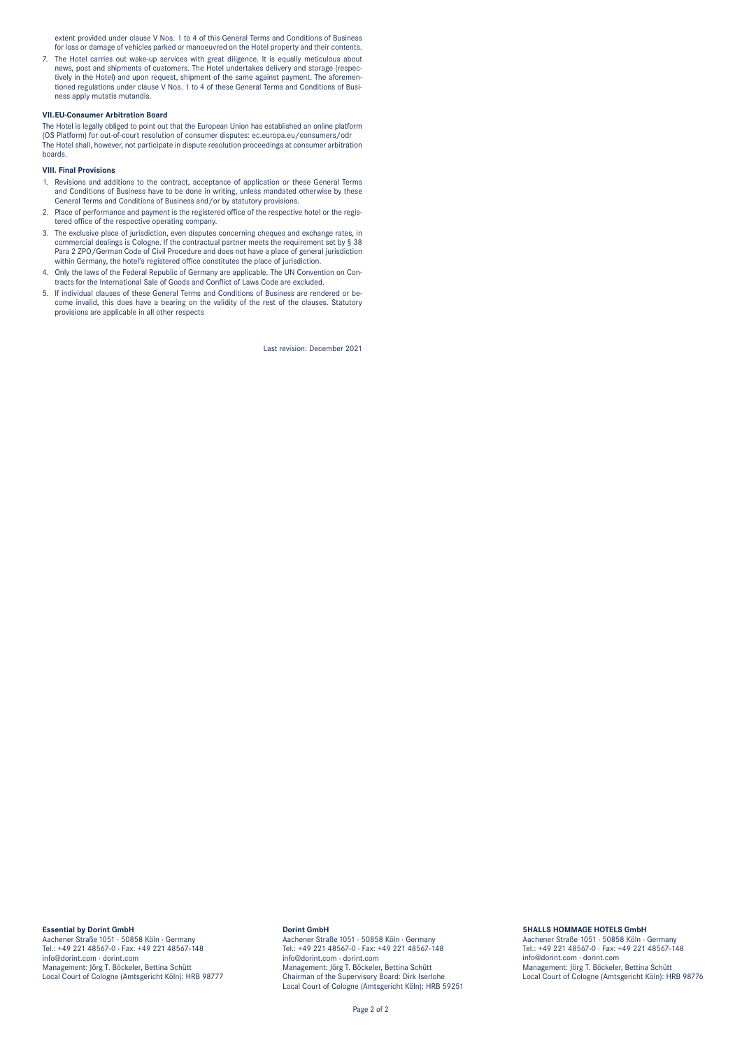extent provided under clause V Nos. 1 to 4 of this General Terms and Conditions of Business for loss or damage of vehicles parked or manoeuvred on the Hotel property and their contents.

7. The Hotel carries out wake-up services with great diligence. It is equally meticulous about news, post and shipments of customers. The Hotel undertakes delivery and storage (respectively in the Hotel) and upon request, shipment of the same against payment. The aforementioned regulations under clause V Nos. 1 to 4 of these General Terms and Conditions of Business apply mutatis mutandis.

### VII. EU-Consumer Arbitration Board

The Hotel is legally obliged to point out that the European Union has established an online platform (OS Platform) for out-of-court resolution of consumer disputes: ec.europa.eu/consumers/odr
The Hotel shall, however, not participate in dispute resolution proceedings at consumer arbitration boards.

### VIII. Final Provisions

1. Revisions and additions to the contract, acceptance of application or these General Terms and Conditions of Business have to be done in writing, unless mandated otherwise by these General Terms and Conditions of Business and/or by statutory provisions.
2. Place of performance and payment is the registered office of the respective hotel or the registered office of the respective operating company.
3. The exclusive place of jurisdiction, even disputes concerning cheques and exchange rates, in commercial dealings is Cologne. If the contractual partner meets the requirement set by § 38 Para 2 ZPO/German Code of Civil Procedure and does not have a place of general jurisdiction within Germany, the hotel's registered office constitutes the place of jurisdiction.
4. Only the laws of the Federal Republic of Germany are applicable. The UN Convention on Contracts for the International Sale of Goods and Conflict of Laws Code are excluded.
5. If individual clauses of these General Terms and Conditions of Business are rendered or become invalid, this does have a bearing on the validity of the rest of the clauses. Statutory provisions are applicable in all other respects

Last revision: December 2021

**Essential by Dorint GmbH**
Aachener Straße 1051 · 50858 Köln · Germany
Tel.: +49 221 48567-0 · Fax: +49 221 48567-148
info@dorint.com · dorint.com
Management: Jörg T. Böckeler, Bettina Schütt
Local Court of Cologne (Amtsgericht Köln): HRB 98777

**Dorint GmbH**
Aachener Straße 1051 · 50858 Köln · Germany
Tel.: +49 221 48567-0 · Fax: +49 221 48567-148
info@dorint.com · dorint.com
Management: Jörg T. Böckeler, Bettina Schütt
Chairman of the Supervisory Board: Dirk Iserlohe
Local Court of Cologne (Amtsgericht Köln): HRB 59251

**5HALLS HOMMAGE HOTELS GmbH**
Aachener Straße 1051 · 50858 Köln · Germany
Tel.: +49 221 48567-0 · Fax: +49 221 48567-148
info@dorint.com · dorint.com
Management: Jörg T. Böckeler, Bettina Schütt
Local Court of Cologne (Amtsgericht Köln): HRB 98776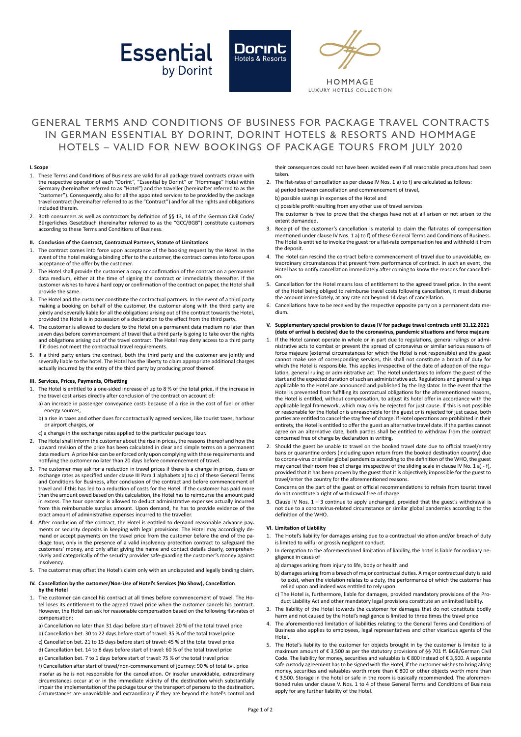Essential by Dorint

Dorint Hotels & Resorts

HOMMAGE LUXURY HOTELS COLLECTION

# GENERAL TERMS AND CONDITIONS OF BUSINESS FOR PACKAGE TRAVEL CONTRACTS IN GERMAN ESSENTIAL BY DORINT, DORINT HOTELS & RESORTS AND HOMMAGE HOTELS – VALID FOR NEW BOOKINGS OF PACKAGE TOURS FROM JULY 2020

**I. Scope**

1. These Terms and Conditions of Business are valid for all package travel contracts drawn with the respective operator of each "Dorint", "Essential by Dorint" or "Hommage" Hotel within Germany (hereinafter referred to as "Hotel") and the traveller (hereinafter referred to as the "customer"). Consequently, also for all the appointed services to be provided by the package travel contract (hereinafter referred to as the "Contract") and for all the rights and obligations included therein.
2. Both consumers as well as contractors by definition of §§ 13, 14 of the German Civil Code/ Bürgerliches Gesetzbuch (hereinafter referred to as the "GCC/BGB") constitute customers according to these Terms and Conditions of Business.

**II. Conclusion of the Contract, Contractual Partners, Statute of Limitations**

1. The contract comes into force upon acceptance of the booking request by the Hotel. In the event of the hotel making a binding offer to the customer, the contract comes into force upon acceptance of the offer by the customer.
2. The Hotel shall provide the customer a copy or confirmation of the contract on a permanent data medium, either at the time of signing the contract or immediately thereafter. If the customer wishes to have a hard copy or confirmation of the contract on paper, the Hotel shall provide the same.
3. The Hotel and the customer constitute the contractual partners. In the event of a third party making a booking on behalf of the customer, the customer along with the third party are jointly and severally liable for all the obligations arising out of the contract towards the Hotel, provided the Hotel is in possession of a declaration to the effect from the third party.
4. The customer is allowed to declare to the Hotel on a permanent data medium no later than seven days before commencement of travel that a third party is going to take over the rights and obligations arising out of the travel contract. The Hotel may deny access to a third party if it does not meet the contractual travel requirements.
5. If a third party enters the contract, both the third party and the customer are jointly and severally liable to the hotel. The Hotel has the liberty to claim appropriate additional charges actually incurred by the entry of the third party by producing proof thereof.

**III. Services, Prices, Payments, Offsetting**

1. The Hotel is entitled to a one-sided increase of up to 8 % of the total price, if the increase in the travel cost arises directly after conclusion of the contract on account of:
   a) an increase in passenger conveyance costs because of a rise in the cost of fuel or other energy sources,
   b) a rise in taxes and other dues for contractually agreed services, like tourist taxes, harbour or airport charges, or
   c) a change in the exchange rates applied to the particular package tour.
2. The Hotel shall inform the customer about the rise in prices, the reasons thereof and how the upward revision of the price has been calculated in clear and simple terms on a permanent data medium. A price hike can be enforced only upon complying with these requirements and notifying the customer no later than 20 days before commencement of travel.
3. The customer may ask for a reduction in travel prices if there is a change in prices, dues or exchange rates as specified under clause III Para 1 alphabets a) to c) of these General Terms and Conditions for Business, after conclusion of the contract and before commencement of travel and if this has led to a reduction of costs for the Hotel. If the customer has paid more than the amount owed based on this calculation, the Hotel has to reimburse the amount paid in excess. The tour operator is allowed to deduct administrative expenses actually incurred from this reimbursable surplus amount. Upon demand, he has to provide evidence of the exact amount of administrative expenses incurred to the traveller.
4. After conclusion of the contract, the Hotel is entitled to demand reasonable advance payments or security deposits in keeping with legal provisions. The Hotel may accordingly demand or accept payments on the travel price from the customer before the end of the package tour, only in the presence of a valid insolvency protection contract to safeguard the customers' money, and only after giving the name and contact details clearly, comprehensively and categorically of the security provider safe-guarding the customer's money against insolvency.
5. The customer may offset the Hotel's claim only with an undisputed and legally binding claim.

**IV. Cancellation by the customer/Non-Use of Hotel's Services (No Show), Cancellation by the Hotel**

1. The customer can cancel his contract at all times before commencement of travel. The Hotel loses its entitlement to the agreed travel price when the customer cancels his contract. However, the Hotel can ask for reasonable compensation based on the following flat-rates of compensation:
   a) Cancellation no later than 31 days before start of travel: 20 % of the total travel price
   b) Cancellation bet. 30 to 22 days before start of travel: 35 % of the total travel price
   c) Cancellation bet. 21 to 15 days before start of travel: 45 % of the total travel price
   d) Cancellation bet. 14 to 8 days before start of travel: 60 % of the total travel price
   e) Cancellation bet. 7 to 1 days before start of travel: 75 % of the total travel price
   f) Cancellation after start of travel/non-commencement of journey: 90 % of total tvl. price
   insofar as he is not responsible for the cancellation. Or insofar unavoidable, extraordinary circumstances occur at or in the immediate vicinity of the destination which substantially impair the implementation of the package tour or the transport of persons to the destination. Circumstances are unavoidable and extraordinary if they are beyond the hotel's control and their consequences could not have been avoided even if all reasonable precautions had been taken.
2. The flat-rates of cancellation as per clause IV Nos. 1 a) to f) are calculated as follows:
   a) period between cancellation and commencement of travel,
   b) possible savings in expenses of the Hotel and
   c) possible profit resulting from any other use of travel services.
   The customer is free to prove that the charges have not at all arisen or not arisen to the extent demanded.
3. Receipt of the customer's cancellation is material to claim the flat-rates of compensation mentioned under clause IV Nos. 1 a) to f) of these General Terms and Conditions of Business. The Hotel is entitled to invoice the guest for a flat-rate compensation fee and withhold it from the deposit.
4. The Hotel can rescind the contract before commencement of travel due to unavoidable, extraordinary circumstances that prevent from performance of contract. In such an event, the Hotel has to notify cancellation immediately after coming to know the reasons for cancellation.
5. Cancellation for the Hotel means loss of entitlement to the agreed travel price. In the event of the Hotel being obliged to reimburse travel costs following cancellation, it must disburse the amount immediately, at any rate not beyond 14 days of cancellation.
6. Cancellations have to be received by the respective opposite party on a permanent data medium.

**V. Supplementary special provision to clause IV for package travel contracts until 31.12.2021 (date of arrival is decisive) due to the coronavirus, pandemic situations and force majeure**

1. If the Hotel cannot operate in whole or in part due to regulations, general rulings or administrative acts to combat or prevent the spread of coronavirus or similar serious reasons of force majeure (external circumstances for which the Hotel is not responsible) and the guest cannot make use of corresponding services, this shall not constitute a breach of duty for which the Hotel is responsible. This applies irrespective of the date of adoption of the regulation, general ruling or administrative act. The Hotel undertakes to inform the guest of the start and the expected duration of such an administrative act. Regulations and general rulings applicable to the Hotel are announced and published by the legislator. In the event that the Hotel is prevented from fulfilling its contractual obligations for the aforementioned reasons, the Hotel is entitled, without compensation, to adjust its hotel offer in accordance with the applicable legal framework, which may only be rejected for just cause. If this is not possible or reasonable for the Hotel or is unreasonable for the guest or is rejected for just cause, both parties are entitled to cancel the stay free of charge. If Hotel operations are prohibited in their entirety, the Hotel is entitled to offer the guest an alternative travel date. If the parties cannot agree on an alternative date, both parties shall be entitled to withdraw from the contract concerned free of charge by declaration in writing.
2. Should the guest be unable to travel on the booked travel date due to official travel/entry bans or quarantine orders (including upon return from the booked destination country) due to corona-virus or similar global pandemics according to the definition of the WHO, the guest may cancel their room free of charge irrespective of the sliding scale in clause IV No. 1 a) - f), provided that it has been proven by the guest that it is objectively impossible for the guest to travel/enter the country for the aforementioned reasons.
   Concerns on the part of the guest or official recommendations to refrain from tourist travel do not constitute a right of withdrawal free of charge.
3. Clause IV Nos. 1 – 3 continue to apply unchanged, provided that the guest's withdrawal is not due to a coronavirus-related circumstance or similar global pandemics according to the definition of the WHO.

**VI. Limitation of Liability**

1. The Hotel's liability for damages arising due to a contractual violation and/or breach of duty is limited to wilful or grossly negligent conduct.
2. In derogation to the aforementioned limitation of liability, the hotel is liable for ordinary negligence in cases of
   a) damages arising from injury to life, body or health and
   b) damages arising from a breach of major contractual duties. A major contractual duty is said to exist, when the violation relates to a duty, the performance of which the customer has relied upon and indeed was entitled to rely upon.
   c) The Hotel is, furthermore, liable for damages, provided mandatory provisions of the Product Liability Act and other mandatory legal provisions constitute an unlimited liability.
3. The liability of the Hotel towards the customer for damages that do not constitute bodily harm and not caused by the Hotel's negligence is limited to three times the travel price.
4. The aforementioned limitation of liabilities relating to the General Terms and Conditions of Business also applies to employees, legal representatives and other vicarious agents of the Hotel.
5. The Hotel's liability to the customer for objects brought in by the customer is limited to a maximum amount of € 3,500 as per the statutory provisions of §§ 701 ff. BGB/German Civil Code. The liability for money, securities and valuables is € 800 instead of € 3,500. A separate safe custody agreement has to be signed with the Hotel, if the customer wishes to bring along money, securities and valuables worth more than € 800 or other objects worth more than € 3,500. Storage in the hotel or safe in the room is basically recommended. The aforementioned rules under clause V. Nos. 1 to 4 of these General Terms and Conditions of Business apply for any further liability of the Hotel.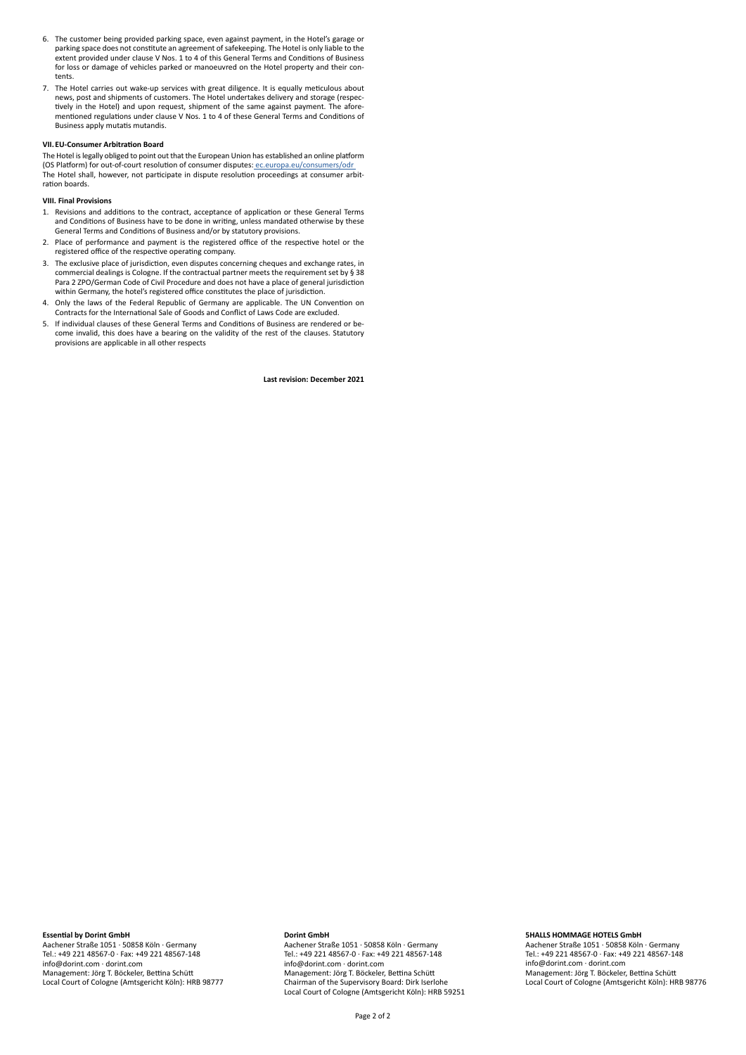6. The customer being provided parking space, even against payment, in the Hotel's garage or parking space does not constitute an agreement of safekeeping. The Hotel is only liable to the extent provided under clause V Nos. 1 to 4 of this General Terms and Conditions of Business for loss or damage of vehicles parked or manoeuvred on the Hotel property and their contents.
7. The Hotel carries out wake-up services with great diligence. It is equally meticulous about news, post and shipments of customers. The Hotel undertakes delivery and storage (respectively in the Hotel) and upon request, shipment of the same against payment. The aforementioned regulations under clause V Nos. 1 to 4 of these General Terms and Conditions of Business apply mutatis mutandis.

### VII. EU-Consumer Arbitration Board

The Hotel is legally obliged to point out that the European Union has established an online platform (OS Platform) for out-of-court resolution of consumer disputes: ec.europa.eu/consumers/odr
The Hotel shall, however, not participate in dispute resolution proceedings at consumer arbitration boards.

### VIII. Final Provisions

1. Revisions and additions to the contract, acceptance of application or these General Terms and Conditions of Business have to be done in writing, unless mandated otherwise by these General Terms and Conditions of Business and/or by statutory provisions.
2. Place of performance and payment is the registered office of the respective hotel or the registered office of the respective operating company.
3. The exclusive place of jurisdiction, even disputes concerning cheques and exchange rates, in commercial dealings is Cologne. If the contractual partner meets the requirement set by § 38 Para 2 ZPO/German Code of Civil Procedure and does not have a place of general jurisdiction within Germany, the hotel's registered office constitutes the place of jurisdiction.
4. Only the laws of the Federal Republic of Germany are applicable. The UN Convention on Contracts for the International Sale of Goods and Conflict of Laws Code are excluded.
5. If individual clauses of these General Terms and Conditions of Business are rendered or become invalid, this does have a bearing on the validity of the rest of the clauses. Statutory provisions are applicable in all other respects

**Last revision: December 2021**

**Essential by Dorint GmbH**
Aachener Straße 1051 · 50858 Köln · Germany
Tel.: +49 221 48567-0 · Fax: +49 221 48567-148
info@dorint.com · dorint.com
Management: Jörg T. Böckeler, Bettina Schütt
Local Court of Cologne (Amtsgericht Köln): HRB 98777

**Dorint GmbH**
Aachener Straße 1051 · 50858 Köln · Germany
Tel.: +49 221 48567-0 · Fax: +49 221 48567-148
info@dorint.com · dorint.com
Management: Jörg T. Böckeler, Bettina Schütt
Chairman of the Supervisory Board: Dirk Iserlohe
Local Court of Cologne (Amtsgericht Köln): HRB 59251

**5HALLS HOMMAGE HOTELS GmbH**
Aachener Straße 1051 · 50858 Köln · Germany
Tel.: +49 221 48567-0 · Fax: +49 221 48567-148
info@dorint.com · dorint.com
Management: Jörg T. Böckeler, Bettina Schütt
Local Court of Cologne (Amtsgericht Köln): HRB 98776